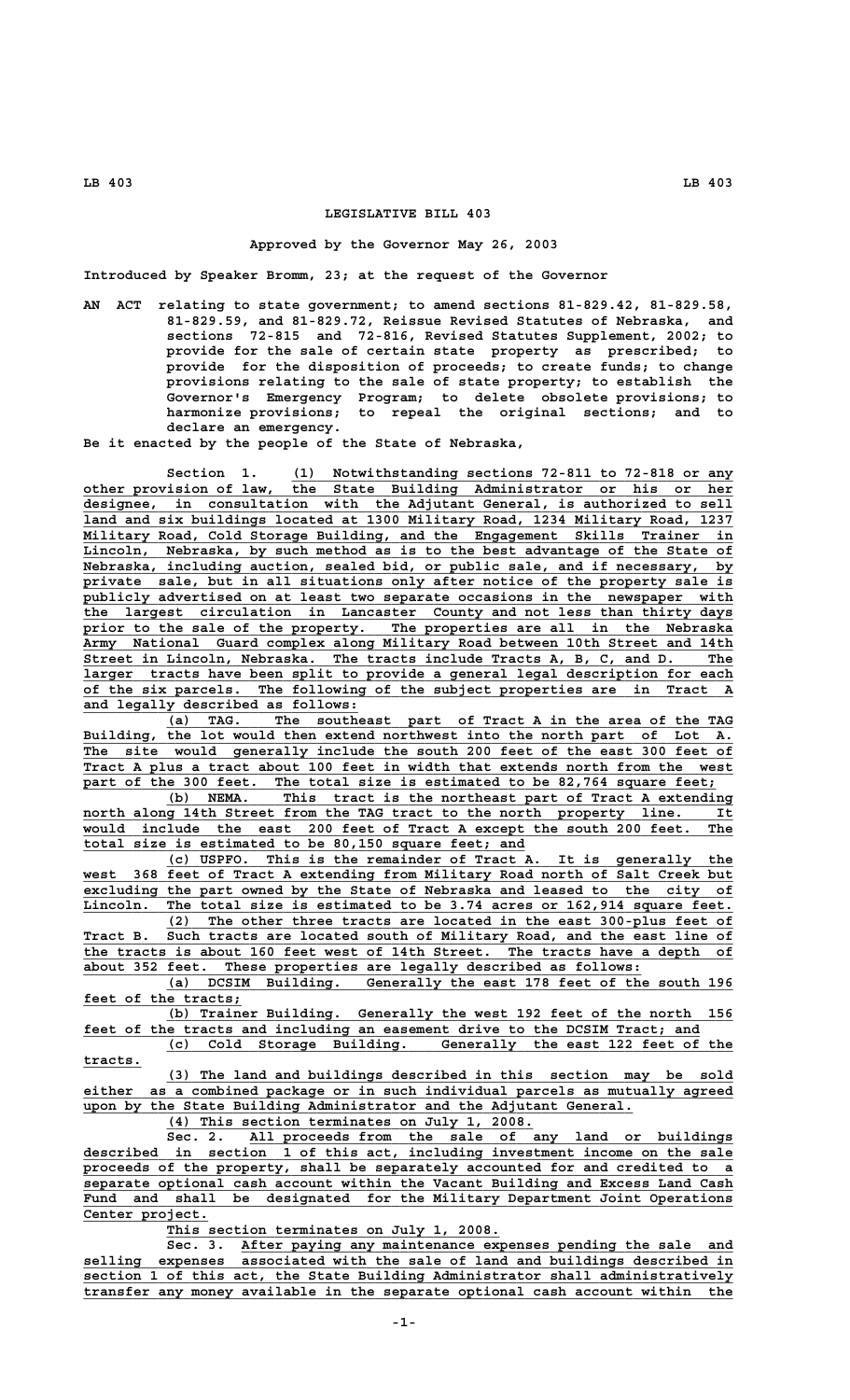# LEGISLATIVE BILL 403

Approved by the Governor May 26, 2003

Introduced by Speaker Bromm, 23; at the request of the Governor

AN ACT relating to state government; to amend sections 81-829.42, 81-829.58, 81-829.59, and 81-829.72, Reissue Revised Statutes of Nebraska, and sections 72-815 and 72-816, Revised Statutes Supplement, 2002; to provide for the sale of certain state property as prescribed; to provide for the disposition of proceeds; to create funds; to change provisions relating to the sale of state property; to establish the Governor's Emergency Program; to delete obsolete provisions; to harmonize provisions; to repeal the original sections; and to declare an emergency.

Be it enacted by the people of the State of Nebraska,

Section 1. (1) Notwithstanding sections 72-811 to 72-818 or any other provision of law, the State Building Administrator or his or her designee, in consultation with the Adjutant General, is authorized to sell land and six buildings located at 1300 Military Road, 1234 Military Road, 1237 Military Road, Cold Storage Building, and the Engagement Skills Trainer in Lincoln, Nebraska, by such method as is to the best advantage of the State of Nebraska, including auction, sealed bid, or public sale, and if necessary, by private sale, but in all situations only after notice of the property sale is publicly advertised on at least two separate occasions in the newspaper with the largest circulation in Lancaster County and not less than thirty days prior to the sale of the property. The properties are all in the Nebraska Army National Guard complex along Military Road between 10th Street and 14th Street in Lincoln, Nebraska. The tracts include Tracts A, B, C, and D. The larger tracts have been split to provide a general legal description for each of the six parcels. The following of the subject properties are in Tract A and legally described as follows:

(a) TAG. The southeast part of Tract A in the area of the TAG Building, the lot would then extend northwest into the north part of Lot A. The site would generally include the south 200 feet of the east 300 feet of Tract A plus a tract about 100 feet in width that extends north from the west part of the 300 feet. The total size is estimated to be 82,764 square feet;

(b) NEMA. This tract is the northeast part of Tract A extending north along 14th Street from the TAG tract to the north property line. It would include the east 200 feet of Tract A except the south 200 feet. The total size is estimated to be 80,150 square feet; and

(c) USPFO. This is the remainder of Tract A. It is generally the west 368 feet of Tract A extending from Military Road north of Salt Creek but excluding the part owned by the State of Nebraska and leased to the city of Lincoln. The total size is estimated to be 3.74 acres or 162,914 square feet.

(2) The other three tracts are located in the east 300-plus feet of Tract B. Such tracts are located south of Military Road, and the east line of the tracts is about 160 feet west of 14th Street. The tracts have a depth of about 352 feet. These properties are legally described as follows:

(a) DCSIM Building. Generally the east 178 feet of the south 196 feet of the tracts;

(b) Trainer Building. Generally the west 192 feet of the north 156 feet of the tracts and including an easement drive to the DCSIM Tract; and

(c) Cold Storage Building. Generally the east 122 feet of the tracts.

(3) The land and buildings described in this section may be sold either as a combined package or in such individual parcels as mutually agreed upon by the State Building Administrator and the Adjutant General.

(4) This section terminates on July 1, 2008.

Sec. 2. All proceeds from the sale of any land or buildings described in section 1 of this act, including investment income on the sale proceeds of the property, shall be separately accounted for and credited to a separate optional cash account within the Vacant Building and Excess Land Cash Fund and shall be designated for the Military Department Joint Operations Center project.

This section terminates on July 1, 2008.

Sec. 3. After paying any maintenance expenses pending the sale and selling expenses associated with the sale of land and buildings described in section 1 of this act, the State Building Administrator shall administratively transfer any money available in the separate optional cash account within the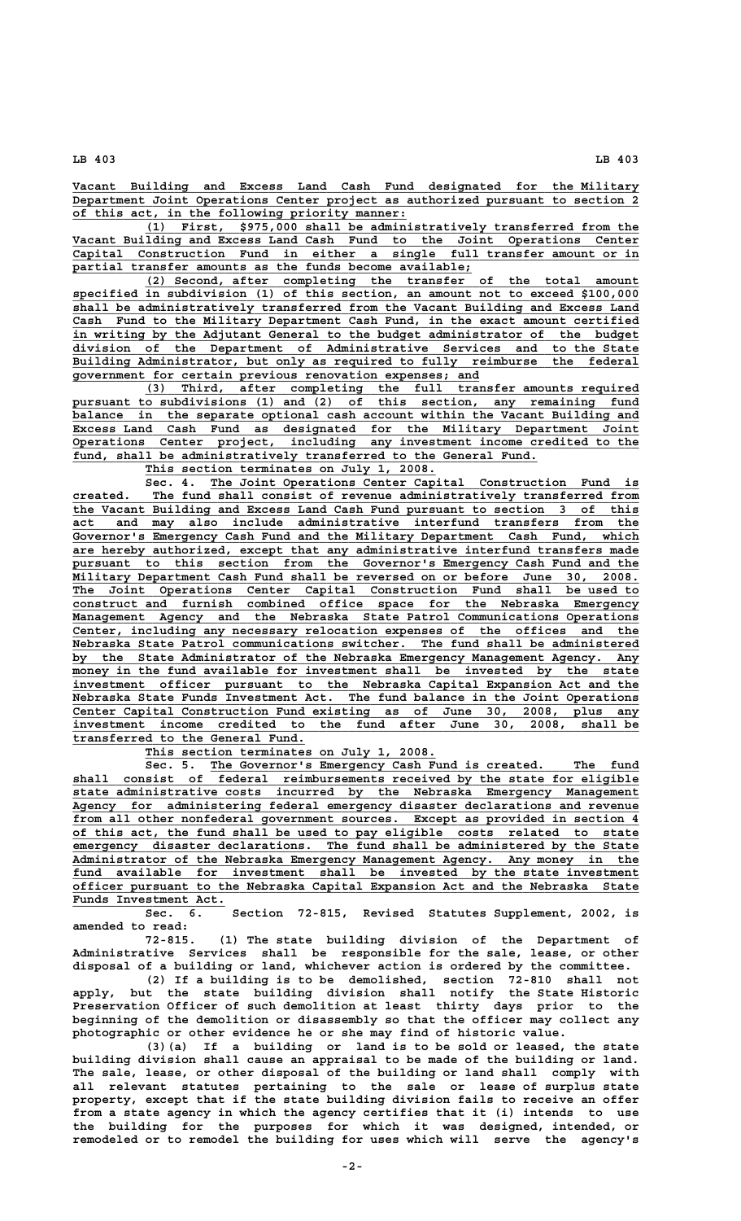Vacant Building and Excess Land Cash Fund designated for the Military Department Joint Operations Center project as authorized pursuant to section 2 of this act, in the following priority manner:

(1) First, $975,000 shall be administratively transferred from the Vacant Building and Excess Land Cash Fund to the Joint Operations Center Capital Construction Fund in either a single full transfer amount or in partial transfer amounts as the funds become available;

(2) Second, after completing the transfer of the total amount specified in subdivision (1) of this section, an amount not to exceed $100,000 shall be administratively transferred from the Vacant Building and Excess Land Cash Fund to the Military Department Cash Fund, in the exact amount certified in writing by the Adjutant General to the budget administrator of the budget division of the Department of Administrative Services and to the State Building Administrator, but only as required to fully reimburse the federal government for certain previous renovation expenses; and

(3) Third, after completing the full transfer amounts required pursuant to subdivisions (1) and (2) of this section, any remaining fund balance in the separate optional cash account within the Vacant Building and Excess Land Cash Fund as designated for the Military Department Joint Operations Center project, including any investment income credited to the fund, shall be administratively transferred to the General Fund.

This section terminates on July 1, 2008.

Sec. 4. The Joint Operations Center Capital Construction Fund is created. The fund shall consist of revenue administratively transferred from the Vacant Building and Excess Land Cash Fund pursuant to section 3 of this act and may also include administrative interfund transfers from the Governor's Emergency Cash Fund and the Military Department Cash Fund, which are hereby authorized, except that any administrative interfund transfers made pursuant to this section from the Governor's Emergency Cash Fund and the Military Department Cash Fund shall be reversed on or before June 30, 2008. The Joint Operations Center Capital Construction Fund shall be used to construct and furnish combined office space for the Nebraska Emergency Management Agency and the Nebraska State Patrol Communications Operations Center, including any necessary relocation expenses of the offices and the Nebraska State Patrol communications switcher. The fund shall be administered by the State Administrator of the Nebraska Emergency Management Agency. Any money in the fund available for investment shall be invested by the state investment officer pursuant to the Nebraska Capital Expansion Act and the Nebraska State Funds Investment Act. The fund balance in the Joint Operations Center Capital Construction Fund existing as of June 30, 2008, plus any investment income credited to the fund after June 30, 2008, shall be transferred to the General Fund.

This section terminates on July 1, 2008.

Sec. 5. The Governor's Emergency Cash Fund is created. The fund shall consist of federal reimbursements received by the state for eligible state administrative costs incurred by the Nebraska Emergency Management Agency for administering federal emergency disaster declarations and revenue from all other nonfederal government sources. Except as provided in section 4 of this act, the fund shall be used to pay eligible costs related to state emergency disaster declarations. The fund shall be administered by the State Administrator of the Nebraska Emergency Management Agency. Any money in the fund available for investment shall be invested by the state investment officer pursuant to the Nebraska Capital Expansion Act and the Nebraska State Funds Investment Act.

Sec. 6. Section 72-815, Revised Statutes Supplement, 2002, is amended to read:

72-815. (1) The state building division of the Department of Administrative Services shall be responsible for the sale, lease, or other disposal of a building or land, whichever action is ordered by the committee.

(2) If a building is to be demolished, section 72-810 shall not apply, but the state building division shall notify the State Historic Preservation Officer of such demolition at least thirty days prior to the beginning of the demolition or disassembly so that the officer may collect any photographic or other evidence he or she may find of historic value.

(3)(a) If a building or land is to be sold or leased, the state building division shall cause an appraisal to be made of the building or land. The sale, lease, or other disposal of the building or land shall comply with all relevant statutes pertaining to the sale or lease of surplus state property, except that if the state building division fails to receive an offer from a state agency in which the agency certifies that it (i) intends to use the building for the purposes for which it was designed, intended, or remodeled or to remodel the building for uses which will serve the agency's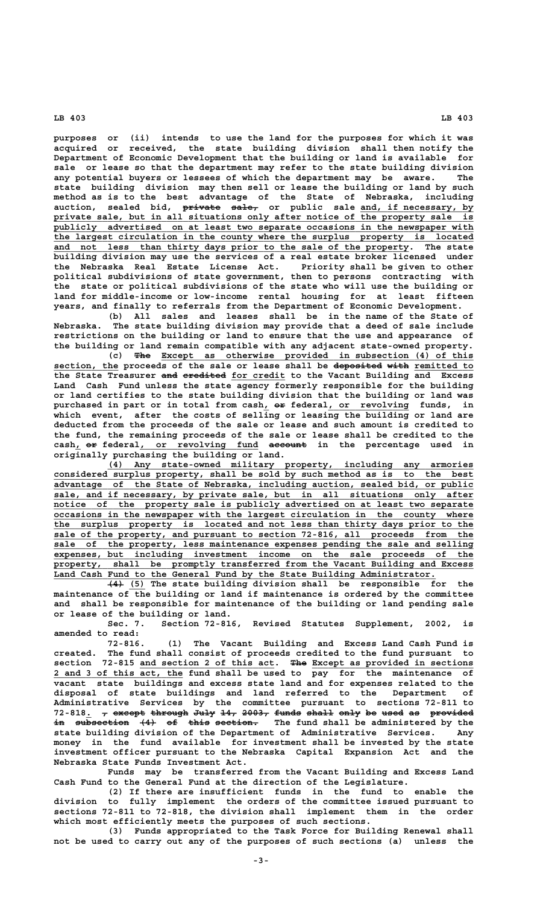purposes or (ii) intends to use the land for the purposes for which it was acquired or received, the state building division shall then notify the Department of Economic Development that the building or land is available for sale or lease so that the department may refer to the state building division any potential buyers or lessees of which the department may be aware. The state building division may then sell or lease the building or land by such method as is to the best advantage of the State of Nebraska, including auction, sealed bid, ~~private sale,~~ or public sale and, if necessary, by private sale, but in all situations only after notice of the property sale is publicly advertised on at least two separate occasions in the newspaper with the largest circulation in the county where the surplus property is located and not less than thirty days prior to the sale of the property. The state building division may use the services of a real estate broker licensed under the Nebraska Real Estate License Act. Priority shall be given to other political subdivisions of state government, then to persons contracting with the state or political subdivisions of the state who will use the building or land for middle-income or low-income rental housing for at least fifteen years, and finally to referrals from the Department of Economic Development.

(b) All sales and leases shall be in the name of the State of Nebraska. The state building division may provide that a deed of sale include restrictions on the building or land to ensure that the use and appearance of the building or land remain compatible with any adjacent state-owned property.

(c) ~~The~~ Except as otherwise provided in subsection (4) of this section, the proceeds of the sale or lease shall be ~~deposited with~~ remitted to the State Treasurer ~~and credited~~ for credit to the Vacant Building and Excess Land Cash Fund unless the state agency formerly responsible for the building or land certifies to the state building division that the building or land was purchased in part or in total from cash, ~~or~~ federal, or revolving funds, in which event, after the costs of selling or leasing the building or land are deducted from the proceeds of the sale or lease and such amount is credited to the fund, the remaining proceeds of the sale or lease shall be credited to the cash, ~~or~~ federal, or revolving fund ~~account~~ in the percentage used in originally purchasing the building or land.

(4) Any state-owned military property, including any armories considered surplus property, shall be sold by such method as is to the best advantage of the State of Nebraska, including auction, sealed bid, or public sale, and if necessary, by private sale, but in all situations only after notice of the property sale is publicly advertised on at least two separate occasions in the newspaper with the largest circulation in the county where the surplus property is located and not less than thirty days prior to the sale of the property, and pursuant to section 72-816, all proceeds from the sale of the property, less maintenance expenses pending the sale and selling expenses, but including investment income on the sale proceeds of the property, shall be promptly transferred from the Vacant Building and Excess Land Cash Fund to the General Fund by the State Building Administrator.

~~(4)~~ (5) The state building division shall be responsible for the maintenance of the building or land if maintenance is ordered by the committee and shall be responsible for maintenance of the building or land pending sale or lease of the building or land.

Sec. 7. Section 72-816, Revised Statutes Supplement, 2002, is amended to read:

72-816. (1) The Vacant Building and Excess Land Cash Fund is created. The fund shall consist of proceeds credited to the fund pursuant to section 72-815 and section 2 of this act. ~~The~~ Except as provided in sections 2 and 3 of this act, the fund shall be used to pay for the maintenance of vacant state buildings and excess state land and for expenses related to the disposal of state buildings and land referred to the Department of Administrative Services by the committee pursuant to sections 72-811 to 72-818. ~~, except through July 14, 2003, funds shall only be used as provided in subsection (4) of this section.~~ The fund shall be administered by the state building division of the Department of Administrative Services. Any money in the fund available for investment shall be invested by the state investment officer pursuant to the Nebraska Capital Expansion Act and the Nebraska State Funds Investment Act.

Funds may be transferred from the Vacant Building and Excess Land Cash Fund to the General Fund at the direction of the Legislature.

(2) If there are insufficient funds in the fund to enable the division to fully implement the orders of the committee issued pursuant to sections 72-811 to 72-818, the division shall implement them in the order which most efficiently meets the purposes of such sections.

(3) Funds appropriated to the Task Force for Building Renewal shall not be used to carry out any of the purposes of such sections (a) unless the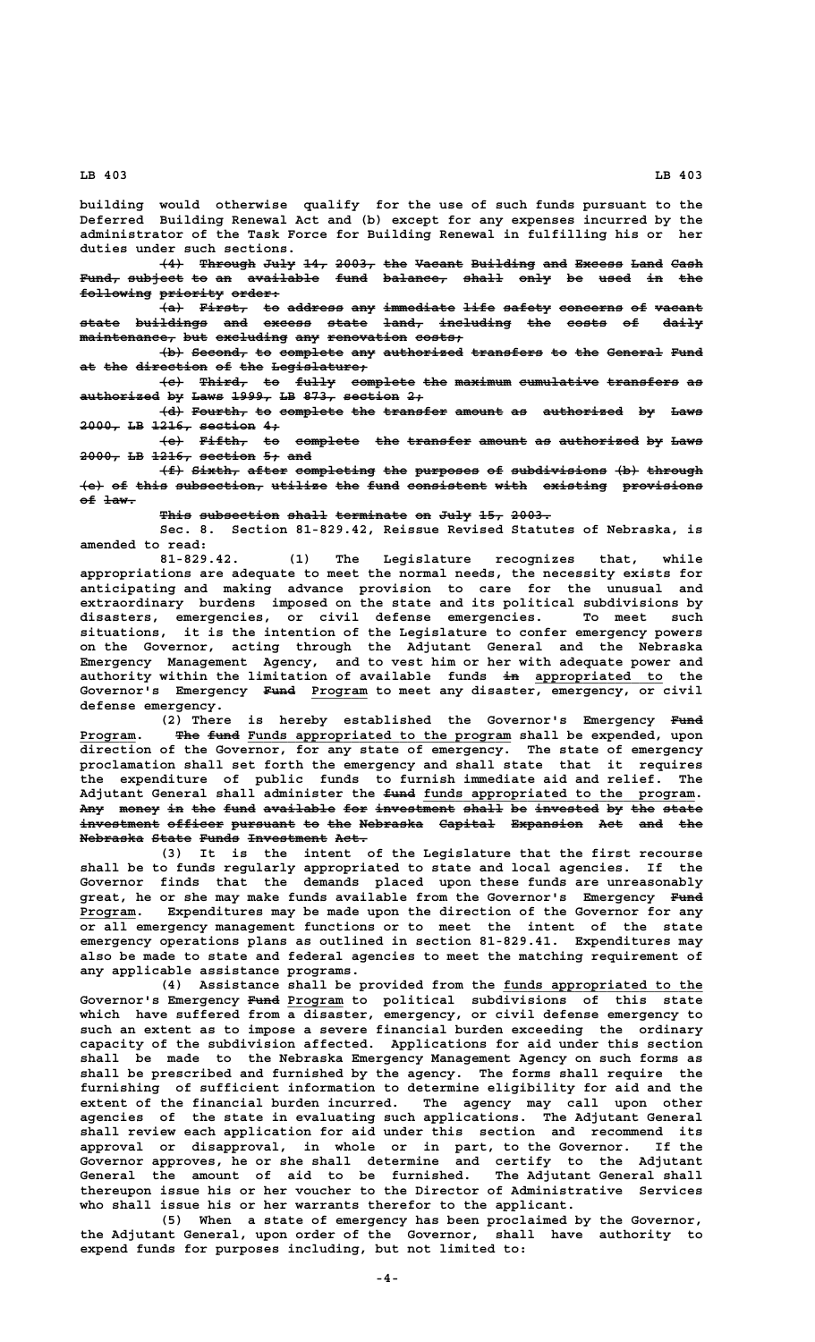building would otherwise qualify for the use of such funds pursuant to the Deferred Building Renewal Act and (b) except for any expenses incurred by the administrator of the Task Force for Building Renewal in fulfilling his or her duties under such sections.

~~(4) Through July 14, 2003, the Vacant Building and Excess Land Cash Fund, subject to an available fund balance, shall only be used in the following priority order:~~

~~(a) First, to address any immediate life safety concerns of vacant state buildings and excess state land, including the costs of daily maintenance, but excluding any renovation costs;~~

~~(b) Second, to complete any authorized transfers to the General Fund at the direction of the Legislature;~~

~~(c) Third, to fully complete the maximum cumulative transfers as authorized by Laws 1999, LB 873, section 2;~~

~~(d) Fourth, to complete the transfer amount as authorized by Laws 2000, LB 1216, section 4;~~

~~(e) Fifth, to complete the transfer amount as authorized by Laws 2000, LB 1216, section 5; and~~

~~(f) Sixth, after completing the purposes of subdivisions (b) through (e) of this subsection, utilize the fund consistent with existing provisions of law.~~

~~This subsection shall terminate on July 15, 2003.~~

Sec. 8. Section 81-829.42, Reissue Revised Statutes of Nebraska, is amended to read:

81-829.42. (1) The Legislature recognizes that, while appropriations are adequate to meet the normal needs, the necessity exists for anticipating and making advance provision to care for the unusual and extraordinary burdens imposed on the state and its political subdivisions by disasters, emergencies, or civil defense emergencies. To meet such situations, it is the intention of the Legislature to confer emergency powers on the Governor, acting through the Adjutant General and the Nebraska Emergency Management Agency, and to vest him or her with adequate power and authority within the limitation of available funds ~~in~~ appropriated to the Governor's Emergency ~~Fund~~ Program to meet any disaster, emergency, or civil defense emergency.

(2) There is hereby established the Governor's Emergency ~~Fund~~ Program. ~~The fund~~ Funds appropriated to the program shall be expended, upon direction of the Governor, for any state of emergency. The state of emergency proclamation shall set forth the emergency and shall state that it requires the expenditure of public funds to furnish immediate aid and relief. The Adjutant General shall administer the ~~fund~~ funds appropriated to the program. ~~Any money in the fund available for investment shall be invested by the state investment officer pursuant to the Nebraska Capital Expansion Act and the Nebraska State Funds Investment Act.~~

(3) It is the intent of the Legislature that the first recourse shall be to funds regularly appropriated to state and local agencies. If the Governor finds that the demands placed upon these funds are unreasonably great, he or she may make funds available from the Governor's Emergency ~~Fund~~ Program. Expenditures may be made upon the direction of the Governor for any or all emergency management functions or to meet the intent of the state emergency operations plans as outlined in section 81-829.41. Expenditures may also be made to state and federal agencies to meet the matching requirement of any applicable assistance programs.

(4) Assistance shall be provided from the funds appropriated to the Governor's Emergency ~~Fund~~ Program to political subdivisions of this state which have suffered from a disaster, emergency, or civil defense emergency to such an extent as to impose a severe financial burden exceeding the ordinary capacity of the subdivision affected. Applications for aid under this section shall be made to the Nebraska Emergency Management Agency on such forms as shall be prescribed and furnished by the agency. The forms shall require the furnishing of sufficient information to determine eligibility for aid and the extent of the financial burden incurred. The agency may call upon other agencies of the state in evaluating such applications. The Adjutant General shall review each application for aid under this section and recommend its approval or disapproval, in whole or in part, to the Governor. If the Governor approves, he or she shall determine and certify to the Adjutant General the amount of aid to be furnished. The Adjutant General shall thereupon issue his or her voucher to the Director of Administrative Services who shall issue his or her warrants therefor to the applicant.

(5) When a state of emergency has been proclaimed by the Governor, the Adjutant General, upon order of the Governor, shall have authority to expend funds for purposes including, but not limited to: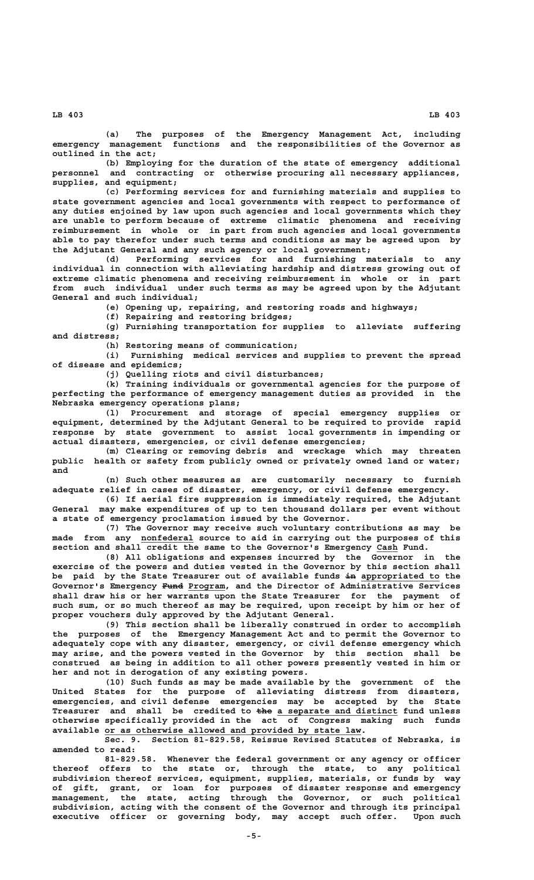(a) The purposes of the Emergency Management Act, including emergency management functions and the responsibilities of the Governor as outlined in the act;

(b) Employing for the duration of the state of emergency additional personnel and contracting or otherwise procuring all necessary appliances, supplies, and equipment;

(c) Performing services for and furnishing materials and supplies to state government agencies and local governments with respect to performance of any duties enjoined by law upon such agencies and local governments which they are unable to perform because of extreme climatic phenomena and receiving reimbursement in whole or in part from such agencies and local governments able to pay therefor under such terms and conditions as may be agreed upon by the Adjutant General and any such agency or local government;

(d) Performing services for and furnishing materials to any individual in connection with alleviating hardship and distress growing out of extreme climatic phenomena and receiving reimbursement in whole or in part from such individual under such terms as may be agreed upon by the Adjutant General and such individual;

(e) Opening up, repairing, and restoring roads and highways;

(f) Repairing and restoring bridges;

(g) Furnishing transportation for supplies to alleviate suffering and distress;

(h) Restoring means of communication;

(i) Furnishing medical services and supplies to prevent the spread of disease and epidemics;

(j) Quelling riots and civil disturbances;

(k) Training individuals or governmental agencies for the purpose of perfecting the performance of emergency management duties as provided in the Nebraska emergency operations plans;

(l) Procurement and storage of special emergency supplies or equipment, determined by the Adjutant General to be required to provide rapid response by state government to assist local governments in impending or actual disasters, emergencies, or civil defense emergencies;

(m) Clearing or removing debris and wreckage which may threaten public health or safety from publicly owned or privately owned land or water; and

(n) Such other measures as are customarily necessary to furnish adequate relief in cases of disaster, emergency, or civil defense emergency.

(6) If aerial fire suppression is immediately required, the Adjutant General may make expenditures of up to ten thousand dollars per event without a state of emergency proclamation issued by the Governor.

(7) The Governor may receive such voluntary contributions as may be made from any nonfederal source to aid in carrying out the purposes of this section and shall credit the same to the Governor's Emergency Cash Fund.

(8) All obligations and expenses incurred by the Governor in the exercise of the powers and duties vested in the Governor by this section shall be paid by the State Treasurer out of available funds ~~in~~ appropriated to the Governor's Emergency ~~Fund~~ Program, and the Director of Administrative Services shall draw his or her warrants upon the State Treasurer for the payment of such sum, or so much thereof as may be required, upon receipt by him or her of proper vouchers duly approved by the Adjutant General.

(9) This section shall be liberally construed in order to accomplish the purposes of the Emergency Management Act and to permit the Governor to adequately cope with any disaster, emergency, or civil defense emergency which may arise, and the powers vested in the Governor by this section shall be construed as being in addition to all other powers presently vested in him or her and not in derogation of any existing powers.

(10) Such funds as may be made available by the government of the United States for the purpose of alleviating distress from disasters, emergencies, and civil defense emergencies may be accepted by the State Treasurer and shall be credited to ~~the~~ a separate and distinct fund unless otherwise specifically provided in the act of Congress making such funds available or as otherwise allowed and provided by state law.

Sec. 9. Section 81-829.58, Reissue Revised Statutes of Nebraska, is amended to read:

81-829.58. Whenever the federal government or any agency or officer thereof offers to the state or, through the state, to any political subdivision thereof services, equipment, supplies, materials, or funds by way of gift, grant, or loan for purposes of disaster response and emergency management, the state, acting through the Governor, or such political subdivision, acting with the consent of the Governor and through its principal executive officer or governing body, may accept such offer. Upon such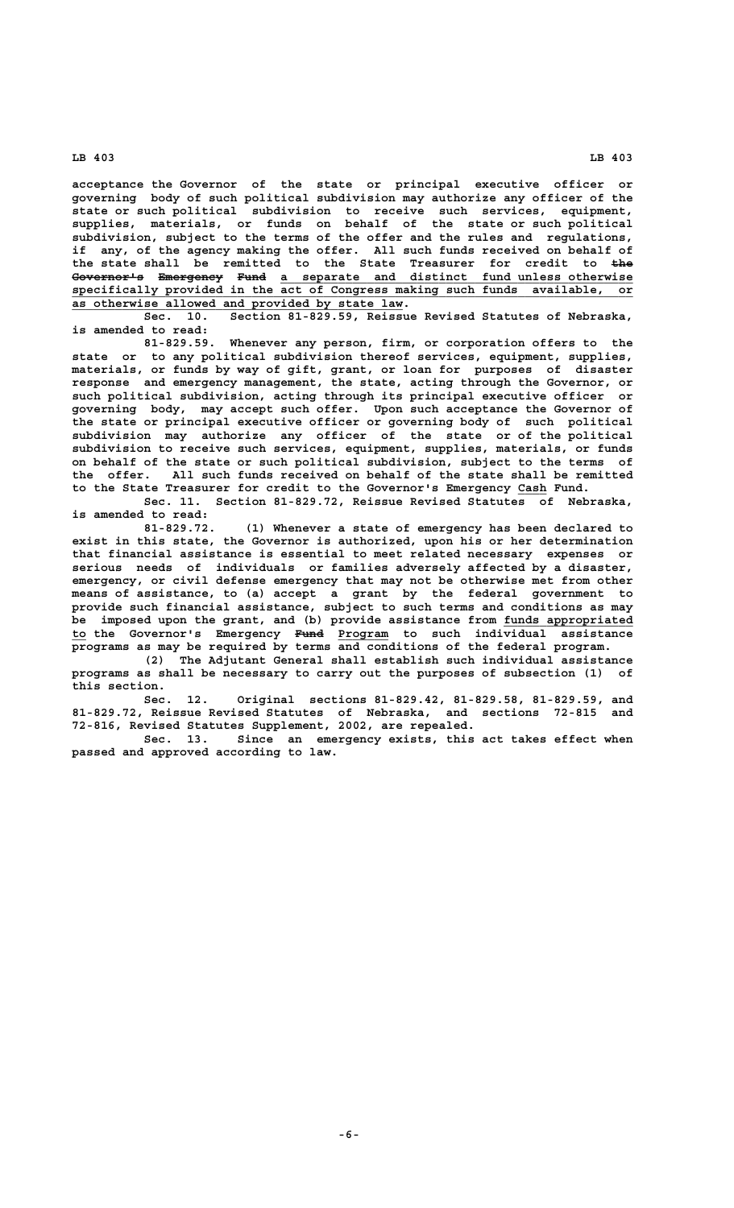acceptance the Governor of the state or principal executive officer or governing body of such political subdivision may authorize any officer of the state or such political subdivision to receive such services, equipment, supplies, materials, or funds on behalf of the state or such political subdivision, subject to the terms of the offer and the rules and regulations, if any, of the agency making the offer. All such funds received on behalf of the state shall be remitted to the State Treasurer for credit to ~~the Governor's Emergency Fund~~ a separate and distinct fund unless otherwise specifically provided in the act of Congress making such funds available, or as otherwise allowed and provided by state law.

Sec. 10. Section 81-829.59, Reissue Revised Statutes of Nebraska, is amended to read:

81-829.59. Whenever any person, firm, or corporation offers to the state or to any political subdivision thereof services, equipment, supplies, materials, or funds by way of gift, grant, or loan for purposes of disaster response and emergency management, the state, acting through the Governor, or such political subdivision, acting through its principal executive officer or governing body, may accept such offer. Upon such acceptance the Governor of the state or principal executive officer or governing body of such political subdivision may authorize any officer of the state or of the political subdivision to receive such services, equipment, supplies, materials, or funds on behalf of the state or such political subdivision, subject to the terms of the offer. All such funds received on behalf of the state shall be remitted to the State Treasurer for credit to the Governor's Emergency Cash Fund.

Sec. 11. Section 81-829.72, Reissue Revised Statutes of Nebraska, is amended to read:

81-829.72. (1) Whenever a state of emergency has been declared to exist in this state, the Governor is authorized, upon his or her determination that financial assistance is essential to meet related necessary expenses or serious needs of individuals or families adversely affected by a disaster, emergency, or civil defense emergency that may not be otherwise met from other means of assistance, to (a) accept a grant by the federal government to provide such financial assistance, subject to such terms and conditions as may be imposed upon the grant, and (b) provide assistance from funds appropriated to the Governor's Emergency ~~Fund~~ Program to such individual assistance programs as may be required by terms and conditions of the federal program.

(2) The Adjutant General shall establish such individual assistance programs as shall be necessary to carry out the purposes of subsection (1) of this section.

Sec. 12. Original sections 81-829.42, 81-829.58, 81-829.59, and 81-829.72, Reissue Revised Statutes of Nebraska, and sections 72-815 and 72-816, Revised Statutes Supplement, 2002, are repealed.

Sec. 13. Since an emergency exists, this act takes effect when passed and approved according to law.